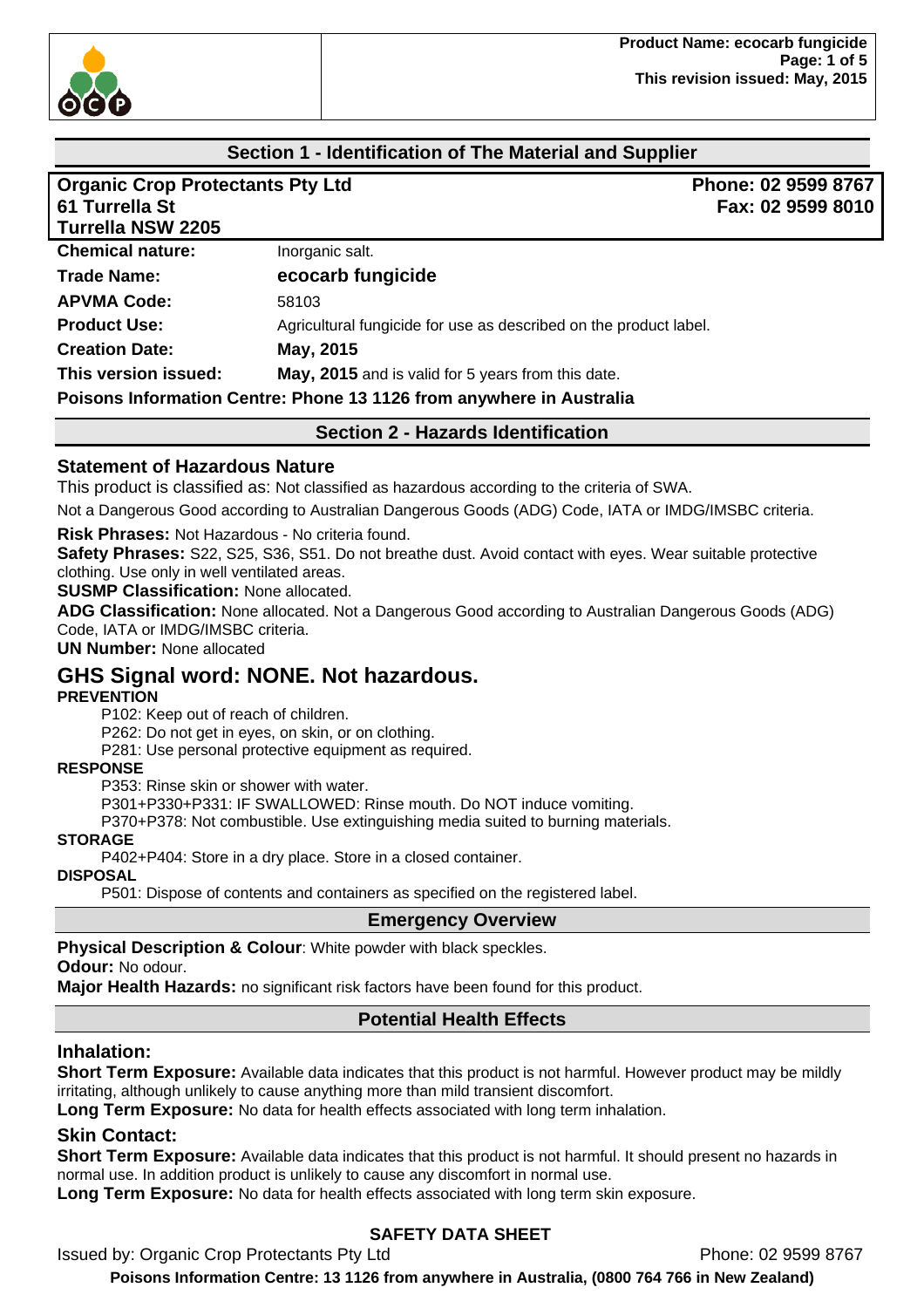## Section 1 - Identification of The Material and Supplier

**Organic Crop Protectants Pty Ltd**
**61 Turrella St**
**Turrella NSW 2205**

**Phone: 02 9599 8767**
**Fax: 02 9599 8010**

| | |
|---|---|
| **Chemical nature:** | Inorganic salt. |
| **Trade Name:** | **ecocarb fungicide** |
| **APVMA Code:** | 58103 |
| **Product Use:** | Agricultural fungicide for use as described on the product label. |
| **Creation Date:** | **May, 2015** |
| **This version issued:** | **May, 2015** and is valid for 5 years from this date. |

**Poisons Information Centre: Phone 13 1126 from anywhere in Australia**

## Section 2 - Hazards Identification

### Statement of Hazardous Nature

This product is classified as: Not classified as hazardous according to the criteria of SWA.

Not a Dangerous Good according to Australian Dangerous Goods (ADG) Code, IATA or IMDG/IMSBC criteria.

**Risk Phrases:** Not Hazardous - No criteria found.

**Safety Phrases:** S22, S25, S36, S51. Do not breathe dust. Avoid contact with eyes. Wear suitable protective clothing. Use only in well ventilated areas.

**SUSMP Classification:** None allocated.

**ADG Classification:** None allocated. Not a Dangerous Good according to Australian Dangerous Goods (ADG) Code, IATA or IMDG/IMSBC criteria.

**UN Number:** None allocated

# GHS Signal word: NONE. Not hazardous.

**PREVENTION**

P102: Keep out of reach of children.
P262: Do not get in eyes, on skin, or on clothing.
P281: Use personal protective equipment as required.

**RESPONSE**

P353: Rinse skin or shower with water.
P301+P330+P331: IF SWALLOWED: Rinse mouth. Do NOT induce vomiting.
P370+P378: Not combustible. Use extinguishing media suited to burning materials.

**STORAGE**

P402+P404: Store in a dry place. Store in a closed container.

**DISPOSAL**

P501: Dispose of contents and containers as specified on the registered label.

## Emergency Overview

**Physical Description & Colour**: White powder with black speckles.

**Odour:** No odour.

**Major Health Hazards:** no significant risk factors have been found for this product.

## Potential Health Effects

### Inhalation:

**Short Term Exposure:** Available data indicates that this product is not harmful. However product may be mildly irritating, although unlikely to cause anything more than mild transient discomfort.

**Long Term Exposure:** No data for health effects associated with long term inhalation.

### Skin Contact:

**Short Term Exposure:** Available data indicates that this product is not harmful. It should present no hazards in normal use. In addition product is unlikely to cause any discomfort in normal use.

**Long Term Exposure:** No data for health effects associated with long term skin exposure.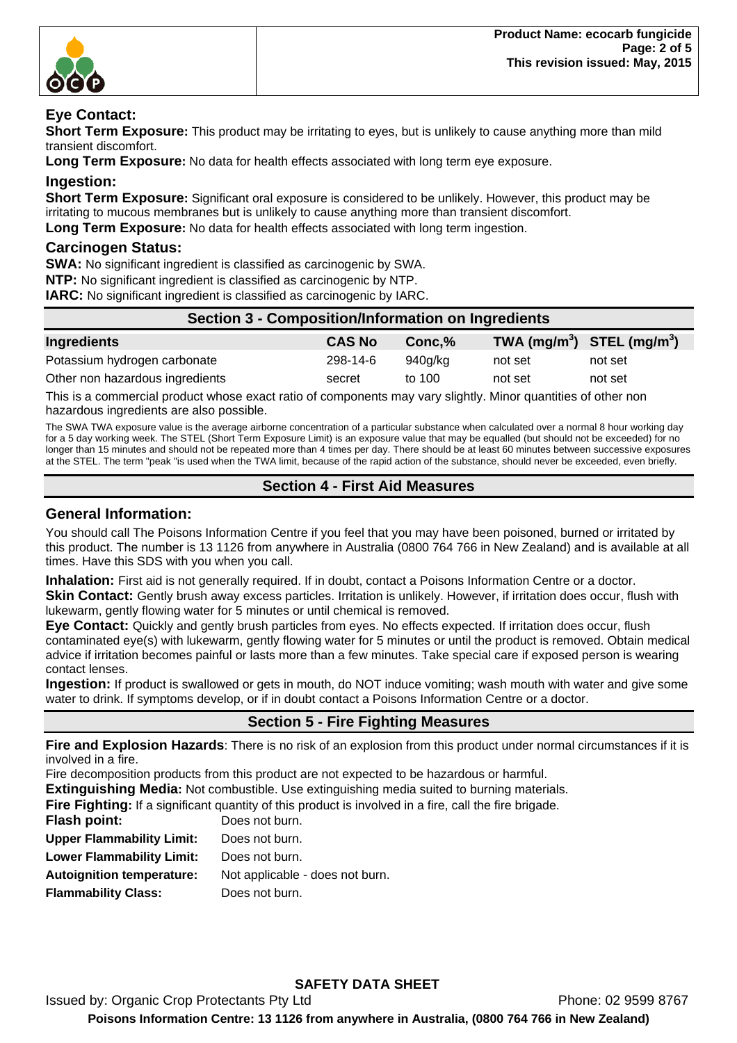### Eye Contact:

**Short Term Exposure:** This product may be irritating to eyes, but is unlikely to cause anything more than mild transient discomfort.

**Long Term Exposure:** No data for health effects associated with long term eye exposure.

### Ingestion:

**Short Term Exposure:** Significant oral exposure is considered to be unlikely. However, this product may be irritating to mucous membranes but is unlikely to cause anything more than transient discomfort.

**Long Term Exposure:** No data for health effects associated with long term ingestion.

### Carcinogen Status:

**SWA:** No significant ingredient is classified as carcinogenic by SWA.

**NTP:** No significant ingredient is classified as carcinogenic by NTP.

**IARC:** No significant ingredient is classified as carcinogenic by IARC.

## Section 3 - Composition/Information on Ingredients

| Ingredients | CAS No | Conc,% | TWA ($mg/m^3$) | STEL ($mg/m^3$) |
|---|---|---|---|---|
| Potassium hydrogen carbonate | 298-14-6 | 940g/kg | not set | not set |
| Other non hazardous ingredients | secret | to 100 | not set | not set |

This is a commercial product whose exact ratio of components may vary slightly. Minor quantities of other non hazardous ingredients are also possible.

The SWA TWA exposure value is the average airborne concentration of a particular substance when calculated over a normal 8 hour working day for a 5 day working week. The STEL (Short Term Exposure Limit) is an exposure value that may be equalled (but should not be exceeded) for no longer than 15 minutes and should not be repeated more than 4 times per day. There should be at least 60 minutes between successive exposures at the STEL. The term "peak "is used when the TWA limit, because of the rapid action of the substance, should never be exceeded, even briefly.

## Section 4 - First Aid Measures

### General Information:

You should call The Poisons Information Centre if you feel that you may have been poisoned, burned or irritated by this product. The number is 13 1126 from anywhere in Australia (0800 764 766 in New Zealand) and is available at all times. Have this SDS with you when you call.

**Inhalation:** First aid is not generally required. If in doubt, contact a Poisons Information Centre or a doctor.

**Skin Contact:** Gently brush away excess particles. Irritation is unlikely. However, if irritation does occur, flush with lukewarm, gently flowing water for 5 minutes or until chemical is removed.

**Eye Contact:** Quickly and gently brush particles from eyes. No effects expected. If irritation does occur, flush contaminated eye(s) with lukewarm, gently flowing water for 5 minutes or until the product is removed. Obtain medical advice if irritation becomes painful or lasts more than a few minutes. Take special care if exposed person is wearing contact lenses.

**Ingestion:** If product is swallowed or gets in mouth, do NOT induce vomiting; wash mouth with water and give some water to drink. If symptoms develop, or if in doubt contact a Poisons Information Centre or a doctor.

## Section 5 - Fire Fighting Measures

**Fire and Explosion Hazards**: There is no risk of an explosion from this product under normal circumstances if it is involved in a fire.

Fire decomposition products from this product are not expected to be hazardous or harmful.

**Extinguishing Media:** Not combustible. Use extinguishing media suited to burning materials.

**Fire Fighting:** If a significant quantity of this product is involved in a fire, call the fire brigade.

**Flash point:** Does not burn.

**Upper Flammability Limit:** Does not burn.

**Lower Flammability Limit:** Does not burn.

**Autoignition temperature:** Not applicable - does not burn.

**Flammability Class:** Does not burn.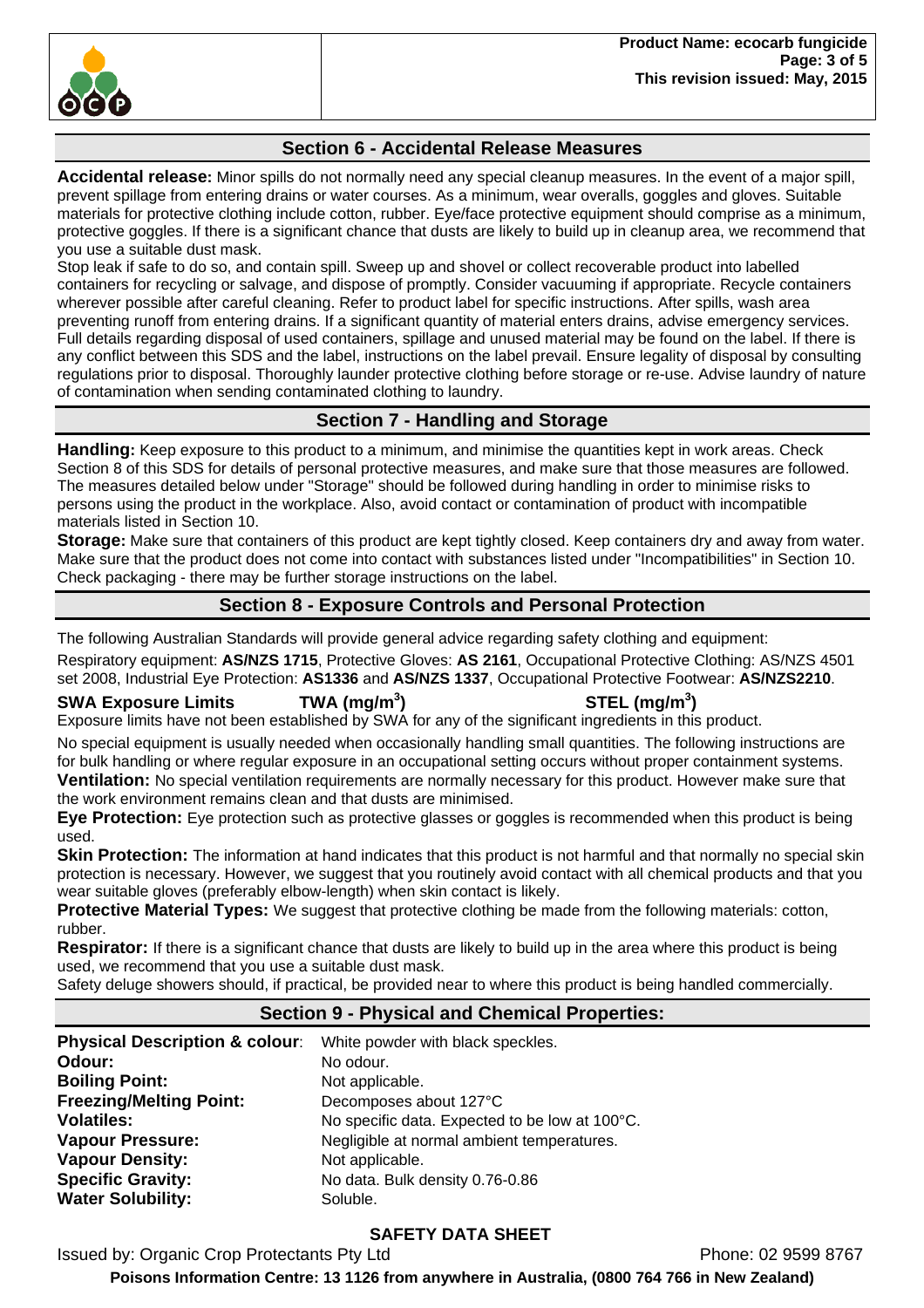## Section 6 - Accidental Release Measures

**Accidental release:** Minor spills do not normally need any special cleanup measures. In the event of a major spill, prevent spillage from entering drains or water courses. As a minimum, wear overalls, goggles and gloves. Suitable materials for protective clothing include cotton, rubber. Eye/face protective equipment should comprise as a minimum, protective goggles. If there is a significant chance that dusts are likely to build up in cleanup area, we recommend that you use a suitable dust mask.

Stop leak if safe to do so, and contain spill. Sweep up and shovel or collect recoverable product into labelled containers for recycling or salvage, and dispose of promptly. Consider vacuuming if appropriate. Recycle containers wherever possible after careful cleaning. Refer to product label for specific instructions. After spills, wash area preventing runoff from entering drains. If a significant quantity of material enters drains, advise emergency services. Full details regarding disposal of used containers, spillage and unused material may be found on the label. If there is any conflict between this SDS and the label, instructions on the label prevail. Ensure legality of disposal by consulting regulations prior to disposal. Thoroughly launder protective clothing before storage or re-use. Advise laundry of nature of contamination when sending contaminated clothing to laundry.

## Section 7 - Handling and Storage

**Handling:** Keep exposure to this product to a minimum, and minimise the quantities kept in work areas. Check Section 8 of this SDS for details of personal protective measures, and make sure that those measures are followed. The measures detailed below under "Storage" should be followed during handling in order to minimise risks to persons using the product in the workplace. Also, avoid contact or contamination of product with incompatible materials listed in Section 10.

**Storage:** Make sure that containers of this product are kept tightly closed. Keep containers dry and away from water. Make sure that the product does not come into contact with substances listed under "Incompatibilities" in Section 10. Check packaging - there may be further storage instructions on the label.

## Section 8 - Exposure Controls and Personal Protection

The following Australian Standards will provide general advice regarding safety clothing and equipment:

Respiratory equipment: **AS/NZS 1715**, Protective Gloves: **AS 2161**, Occupational Protective Clothing: AS/NZS 4501 set 2008, Industrial Eye Protection: **AS1336** and **AS/NZS 1337**, Occupational Protective Footwear: **AS/NZS2210**.

| SWA Exposure Limits | TWA ($mg/m^3$) | STEL ($mg/m^3$) |
|---|---|---|

Exposure limits have not been established by SWA for any of the significant ingredients in this product.

No special equipment is usually needed when occasionally handling small quantities. The following instructions are for bulk handling or where regular exposure in an occupational setting occurs without proper containment systems.

**Ventilation:** No special ventilation requirements are normally necessary for this product. However make sure that the work environment remains clean and that dusts are minimised.

**Eye Protection:** Eye protection such as protective glasses or goggles is recommended when this product is being used.

**Skin Protection:** The information at hand indicates that this product is not harmful and that normally no special skin protection is necessary. However, we suggest that you routinely avoid contact with all chemical products and that you wear suitable gloves (preferably elbow-length) when skin contact is likely.

**Protective Material Types:** We suggest that protective clothing be made from the following materials: cotton, rubber.

**Respirator:** If there is a significant chance that dusts are likely to build up in the area where this product is being used, we recommend that you use a suitable dust mask.

Safety deluge showers should, if practical, be provided near to where this product is being handled commercially.

## Section 9 - Physical and Chemical Properties:

| Property | Value |
|---|---|
| **Physical Description & colour:** | White powder with black speckles. |
| **Odour:** | No odour. |
| **Boiling Point:** | Not applicable. |
| **Freezing/Melting Point:** | Decomposes about 127°C |
| **Volatiles:** | No specific data. Expected to be low at 100°C. |
| **Vapour Pressure:** | Negligible at normal ambient temperatures. |
| **Vapour Density:** | Not applicable. |
| **Specific Gravity:** | No data. Bulk density 0.76-0.86 |
| **Water Solubility:** | Soluble. |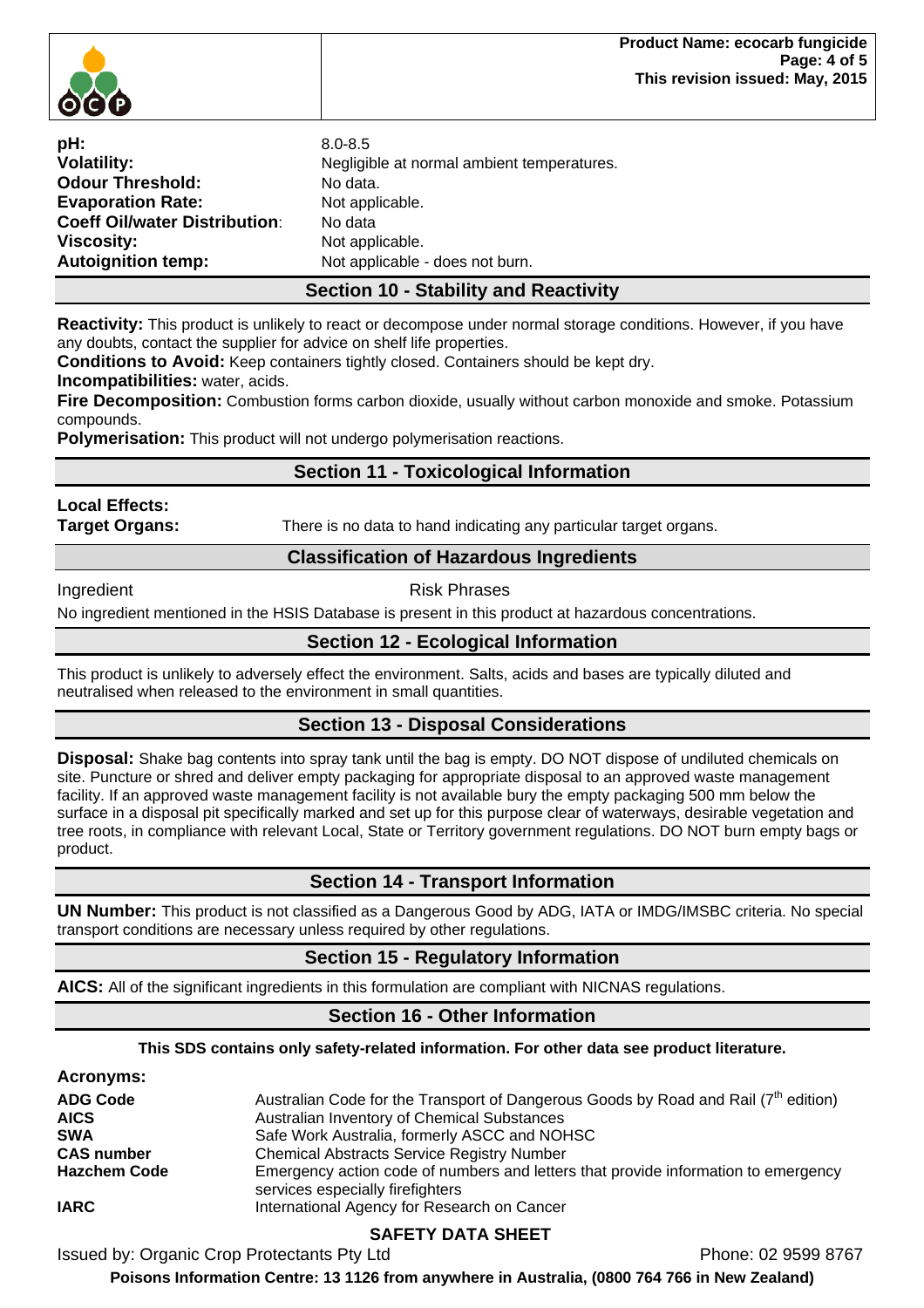| | |
|---|---|
| **pH:** | 8.0-8.5 |
| **Volatility:** | Negligible at normal ambient temperatures. |
| **Odour Threshold:** | No data. |
| **Evaporation Rate:** | Not applicable. |
| **Coeff Oil/water Distribution:** | No data |
| **Viscosity:** | Not applicable. |
| **Autoignition temp:** | Not applicable - does not burn. |

## Section 10 - Stability and Reactivity

**Reactivity:** This product is unlikely to react or decompose under normal storage conditions. However, if you have any doubts, contact the supplier for advice on shelf life properties.

**Conditions to Avoid:** Keep containers tightly closed. Containers should be kept dry.

**Incompatibilities:** water, acids.

**Fire Decomposition:** Combustion forms carbon dioxide, usually without carbon monoxide and smoke. Potassium compounds.

**Polymerisation:** This product will not undergo polymerisation reactions.

## Section 11 - Toxicological Information

**Local Effects:**

**Target Organs:** There is no data to hand indicating any particular target organs.

### Classification of Hazardous Ingredients

| Ingredient | Risk Phrases |
|---|---|

No ingredient mentioned in the HSIS Database is present in this product at hazardous concentrations.

## Section 12 - Ecological Information

This product is unlikely to adversely effect the environment. Salts, acids and bases are typically diluted and neutralised when released to the environment in small quantities.

## Section 13 - Disposal Considerations

**Disposal:** Shake bag contents into spray tank until the bag is empty. DO NOT dispose of undiluted chemicals on site. Puncture or shred and deliver empty packaging for appropriate disposal to an approved waste management facility. If an approved waste management facility is not available bury the empty packaging 500 mm below the surface in a disposal pit specifically marked and set up for this purpose clear of waterways, desirable vegetation and tree roots, in compliance with relevant Local, State or Territory government regulations. DO NOT burn empty bags or product.

## Section 14 - Transport Information

**UN Number:** This product is not classified as a Dangerous Good by ADG, IATA or IMDG/IMSBC criteria. No special transport conditions are necessary unless required by other regulations.

## Section 15 - Regulatory Information

**AICS:** All of the significant ingredients in this formulation are compliant with NICNAS regulations.

## Section 16 - Other Information

**This SDS contains only safety-related information. For other data see product literature.**

**Acronyms:**

| | |
|---|---|
| **ADG Code** | Australian Code for the Transport of Dangerous Goods by Road and Rail (7th edition) |
| **AICS** | Australian Inventory of Chemical Substances |
| **SWA** | Safe Work Australia, formerly ASCC and NOHSC |
| **CAS number** | Chemical Abstracts Service Registry Number |
| **Hazchem Code** | Emergency action code of numbers and letters that provide information to emergency services especially firefighters |
| **IARC** | International Agency for Research on Cancer |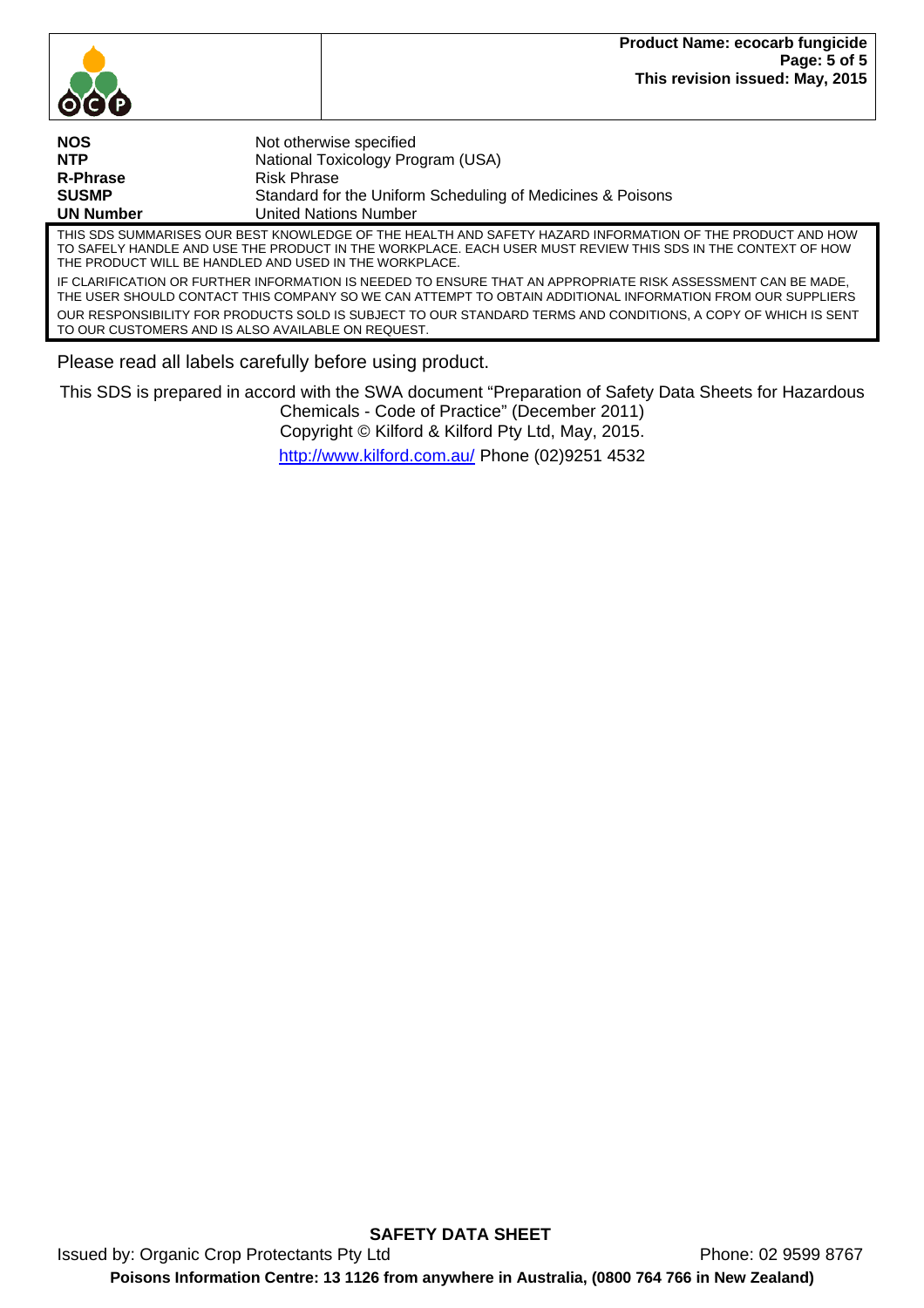| | |
|---|---|
| **NOS** | Not otherwise specified |
| **NTP** | National Toxicology Program (USA) |
| **R-Phrase** | Risk Phrase |
| **SUSMP** | Standard for the Uniform Scheduling of Medicines & Poisons |
| **UN Number** | United Nations Number |

THIS SDS SUMMARISES OUR BEST KNOWLEDGE OF THE HEALTH AND SAFETY HAZARD INFORMATION OF THE PRODUCT AND HOW TO SAFELY HANDLE AND USE THE PRODUCT IN THE WORKPLACE. EACH USER MUST REVIEW THIS SDS IN THE CONTEXT OF HOW THE PRODUCT WILL BE HANDLED AND USED IN THE WORKPLACE.

IF CLARIFICATION OR FURTHER INFORMATION IS NEEDED TO ENSURE THAT AN APPROPRIATE RISK ASSESSMENT CAN BE MADE, THE USER SHOULD CONTACT THIS COMPANY SO WE CAN ATTEMPT TO OBTAIN ADDITIONAL INFORMATION FROM OUR SUPPLIERS

OUR RESPONSIBILITY FOR PRODUCTS SOLD IS SUBJECT TO OUR STANDARD TERMS AND CONDITIONS, A COPY OF WHICH IS SENT TO OUR CUSTOMERS AND IS ALSO AVAILABLE ON REQUEST.

Please read all labels carefully before using product.

This SDS is prepared in accord with the SWA document "Preparation of Safety Data Sheets for Hazardous Chemicals - Code of Practice" (December 2011)

Copyright © Kilford & Kilford Pty Ltd, May, 2015.

http://www.kilford.com.au/ Phone (02)9251 4532